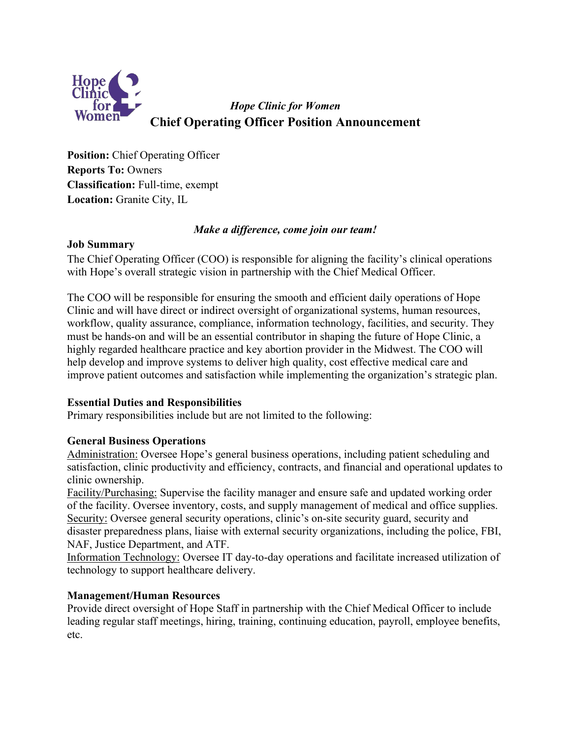*Hope Clinic for Women*

# Chief Operating Officer Position Announcement

**Position:** Chief Operating Officer
**Reports To:** Owners
**Classification:** Full-time, exempt
**Location:** Granite City, IL

***Make a difference, come join our team!***

**Job Summary**

The Chief Operating Officer (COO) is responsible for aligning the facility's clinical operations with Hope's overall strategic vision in partnership with the Chief Medical Officer.

The COO will be responsible for ensuring the smooth and efficient daily operations of Hope Clinic and will have direct or indirect oversight of organizational systems, human resources, workflow, quality assurance, compliance, information technology, facilities, and security. They must be hands-on and will be an essential contributor in shaping the future of Hope Clinic, a highly regarded healthcare practice and key abortion provider in the Midwest. The COO will help develop and improve systems to deliver high quality, cost effective medical care and improve patient outcomes and satisfaction while implementing the organization's strategic plan.

**Essential Duties and Responsibilities**

Primary responsibilities include but are not limited to the following:

**General Business Operations**

Administration: Oversee Hope's general business operations, including patient scheduling and satisfaction, clinic productivity and efficiency, contracts, and financial and operational updates to clinic ownership.
Facility/Purchasing: Supervise the facility manager and ensure safe and updated working order of the facility. Oversee inventory, costs, and supply management of medical and office supplies.
Security: Oversee general security operations, clinic's on-site security guard, security and disaster preparedness plans, liaise with external security organizations, including the police, FBI, NAF, Justice Department, and ATF.
Information Technology: Oversee IT day-to-day operations and facilitate increased utilization of technology to support healthcare delivery.

**Management/Human Resources**

Provide direct oversight of Hope Staff in partnership with the Chief Medical Officer to include leading regular staff meetings, hiring, training, continuing education, payroll, employee benefits, etc.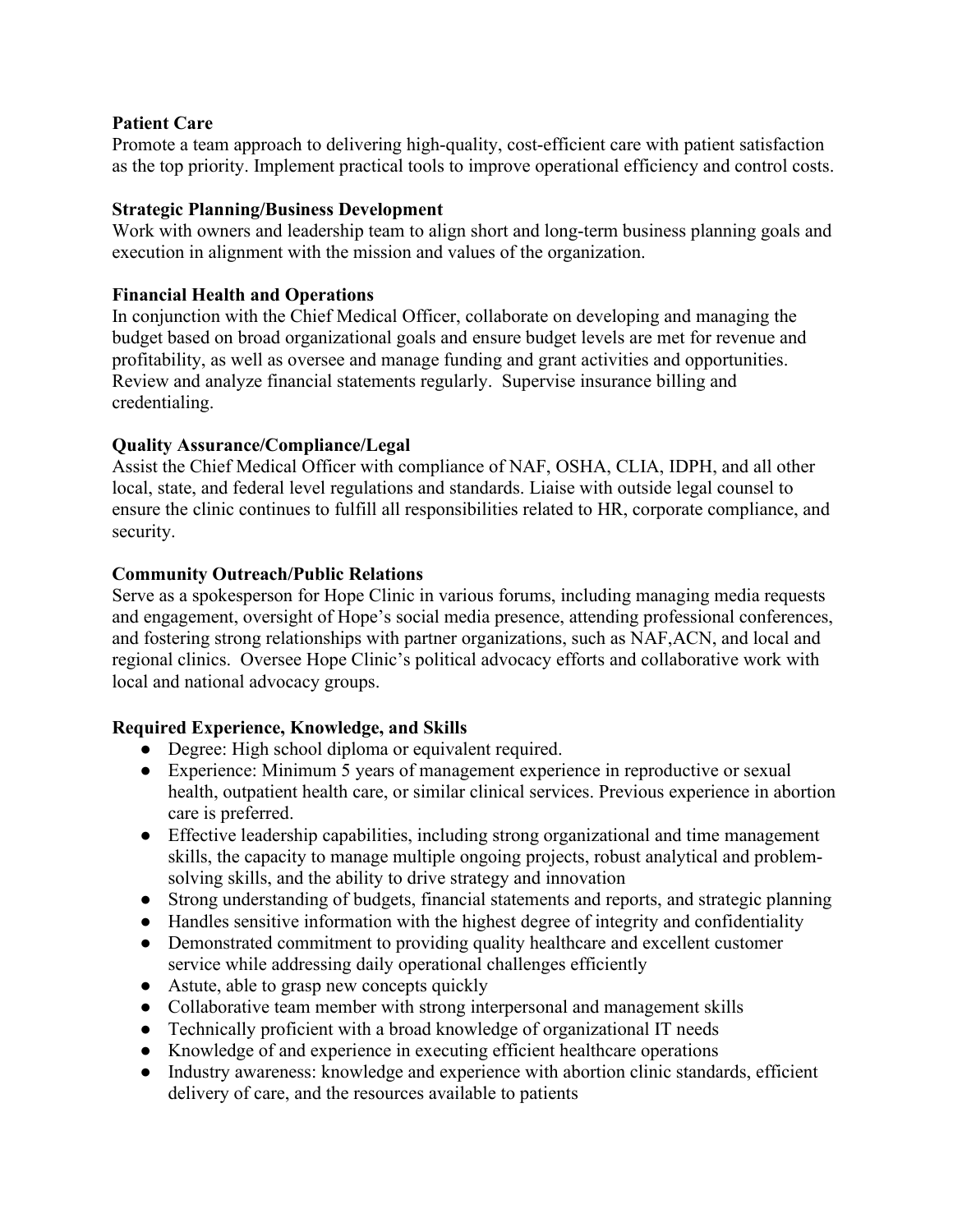**Patient Care**

Promote a team approach to delivering high-quality, cost-efficient care with patient satisfaction as the top priority. Implement practical tools to improve operational efficiency and control costs.

**Strategic Planning/Business Development**

Work with owners and leadership team to align short and long-term business planning goals and execution in alignment with the mission and values of the organization.

**Financial Health and Operations**

In conjunction with the Chief Medical Officer, collaborate on developing and managing the budget based on broad organizational goals and ensure budget levels are met for revenue and profitability, as well as oversee and manage funding and grant activities and opportunities. Review and analyze financial statements regularly. Supervise insurance billing and credentialing.

**Quality Assurance/Compliance/Legal**

Assist the Chief Medical Officer with compliance of NAF, OSHA, CLIA, IDPH, and all other local, state, and federal level regulations and standards. Liaise with outside legal counsel to ensure the clinic continues to fulfill all responsibilities related to HR, corporate compliance, and security.

**Community Outreach/Public Relations**

Serve as a spokesperson for Hope Clinic in various forums, including managing media requests and engagement, oversight of Hope's social media presence, attending professional conferences, and fostering strong relationships with partner organizations, such as NAF,ACN, and local and regional clinics. Oversee Hope Clinic's political advocacy efforts and collaborative work with local and national advocacy groups.

**Required Experience, Knowledge, and Skills**

- Degree: High school diploma or equivalent required.
- Experience: Minimum 5 years of management experience in reproductive or sexual health, outpatient health care, or similar clinical services. Previous experience in abortion care is preferred.
- Effective leadership capabilities, including strong organizational and time management skills, the capacity to manage multiple ongoing projects, robust analytical and problem-solving skills, and the ability to drive strategy and innovation
- Strong understanding of budgets, financial statements and reports, and strategic planning
- Handles sensitive information with the highest degree of integrity and confidentiality
- Demonstrated commitment to providing quality healthcare and excellent customer service while addressing daily operational challenges efficiently
- Astute, able to grasp new concepts quickly
- Collaborative team member with strong interpersonal and management skills
- Technically proficient with a broad knowledge of organizational IT needs
- Knowledge of and experience in executing efficient healthcare operations
- Industry awareness: knowledge and experience with abortion clinic standards, efficient delivery of care, and the resources available to patients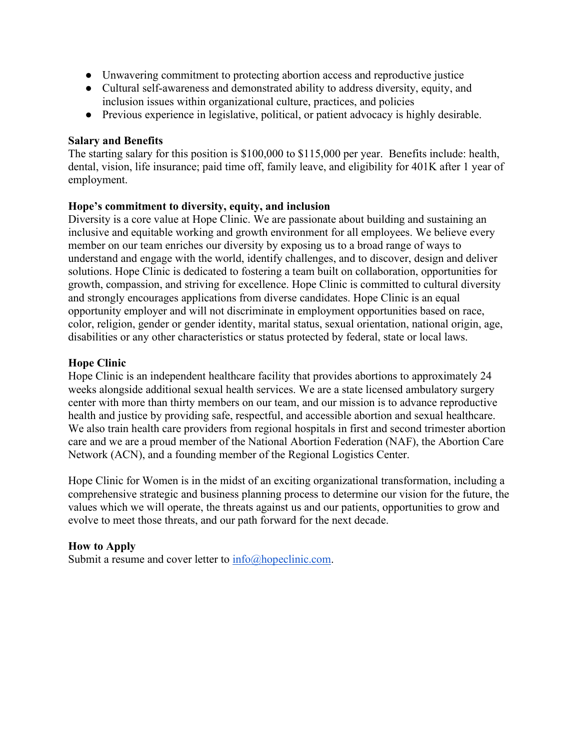- Unwavering commitment to protecting abortion access and reproductive justice
- Cultural self-awareness and demonstrated ability to address diversity, equity, and inclusion issues within organizational culture, practices, and policies
- Previous experience in legislative, political, or patient advocacy is highly desirable.

**Salary and Benefits**
The starting salary for this position is $100,000 to $115,000 per year. Benefits include: health, dental, vision, life insurance; paid time off, family leave, and eligibility for 401K after 1 year of employment.

**Hope's commitment to diversity, equity, and inclusion**
Diversity is a core value at Hope Clinic. We are passionate about building and sustaining an inclusive and equitable working and growth environment for all employees. We believe every member on our team enriches our diversity by exposing us to a broad range of ways to understand and engage with the world, identify challenges, and to discover, design and deliver solutions. Hope Clinic is dedicated to fostering a team built on collaboration, opportunities for growth, compassion, and striving for excellence. Hope Clinic is committed to cultural diversity and strongly encourages applications from diverse candidates. Hope Clinic is an equal opportunity employer and will not discriminate in employment opportunities based on race, color, religion, gender or gender identity, marital status, sexual orientation, national origin, age, disabilities or any other characteristics or status protected by federal, state or local laws.

**Hope Clinic**
Hope Clinic is an independent healthcare facility that provides abortions to approximately 24 weeks alongside additional sexual health services. We are a state licensed ambulatory surgery center with more than thirty members on our team, and our mission is to advance reproductive health and justice by providing safe, respectful, and accessible abortion and sexual healthcare. We also train health care providers from regional hospitals in first and second trimester abortion care and we are a proud member of the National Abortion Federation (NAF), the Abortion Care Network (ACN), and a founding member of the Regional Logistics Center.

Hope Clinic for Women is in the midst of an exciting organizational transformation, including a comprehensive strategic and business planning process to determine our vision for the future, the values which we will operate, the threats against us and our patients, opportunities to grow and evolve to meet those threats, and our path forward for the next decade.

**How to Apply**
Submit a resume and cover letter to [info@hopeclinic.com](mailto:info@hopeclinic.com).